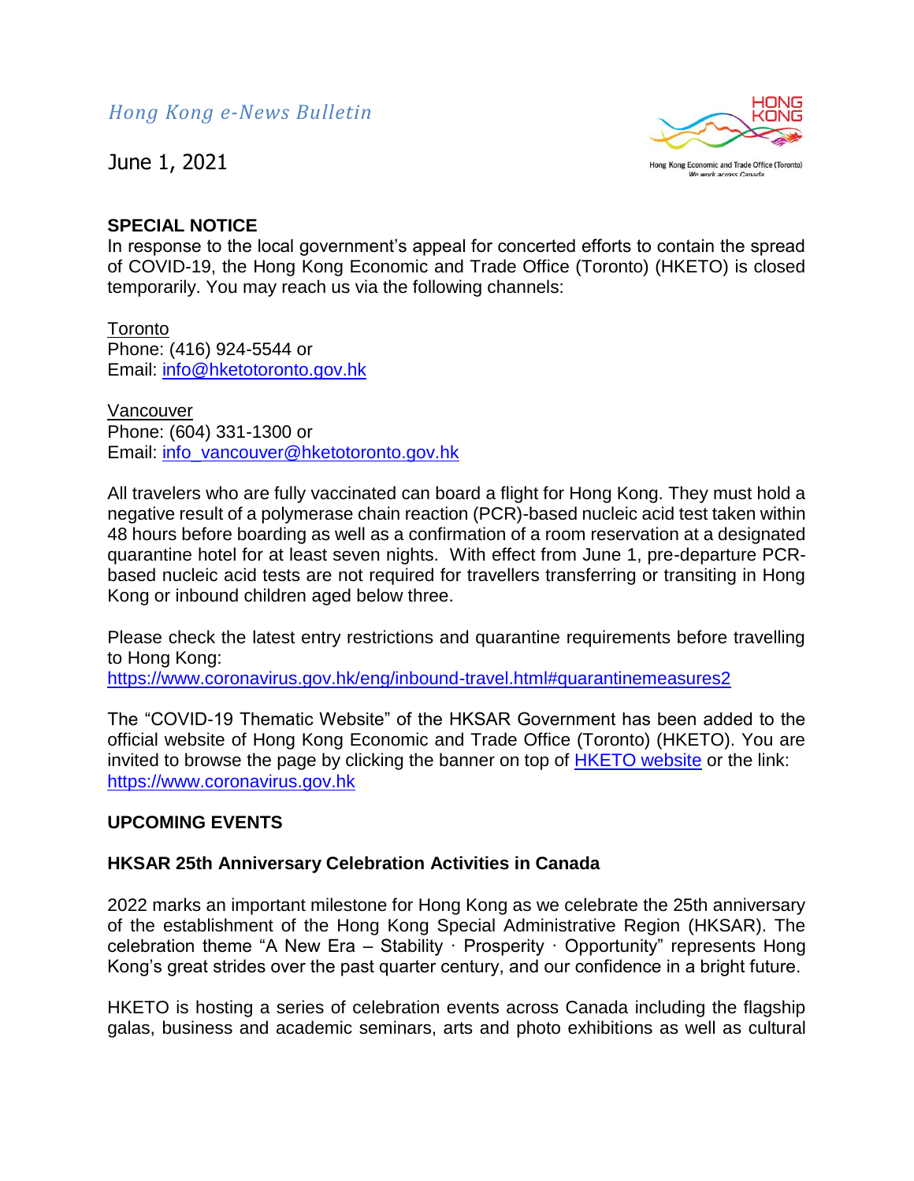*Hong Kong e-News Bulletin*

June 1, 2021

Hong Kong Economic and Trade Office (Toronto)
We work across Canada

**SPECIAL NOTICE**
In response to the local government's appeal for concerted efforts to contain the spread of COVID-19, the Hong Kong Economic and Trade Office (Toronto) (HKETO) is closed temporarily. You may reach us via the following channels:

Toronto
Phone: (416) 924-5544 or
Email: [info@hketotoronto.gov.hk](mailto:info@hketotoronto.gov.hk)

Vancouver
Phone: (604) 331-1300 or
Email: [info_vancouver@hketotoronto.gov.hk](mailto:info_vancouver@hketotoronto.gov.hk)

All travelers who are fully vaccinated can board a flight for Hong Kong. They must hold a negative result of a polymerase chain reaction (PCR)-based nucleic acid test taken within 48 hours before boarding as well as a confirmation of a room reservation at a designated quarantine hotel for at least seven nights. With effect from June 1, pre-departure PCR-based nucleic acid tests are not required for travellers transferring or transiting in Hong Kong or inbound children aged below three.

Please check the latest entry restrictions and quarantine requirements before travelling to Hong Kong:
https://www.coronavirus.gov.hk/eng/inbound-travel.html#quarantinemeasures2

The "COVID-19 Thematic Website" of the HKSAR Government has been added to the official website of Hong Kong Economic and Trade Office (Toronto) (HKETO). You are invited to browse the page by clicking the banner on top of HKETO website or the link: https://www.coronavirus.gov.hk

## UPCOMING EVENTS

### HKSAR 25th Anniversary Celebration Activities in Canada

2022 marks an important milestone for Hong Kong as we celebrate the 25th anniversary of the establishment of the Hong Kong Special Administrative Region (HKSAR). The celebration theme "A New Era – Stability · Prosperity · Opportunity" represents Hong Kong's great strides over the past quarter century, and our confidence in a bright future.

HKETO is hosting a series of celebration events across Canada including the flagship galas, business and academic seminars, arts and photo exhibitions as well as cultural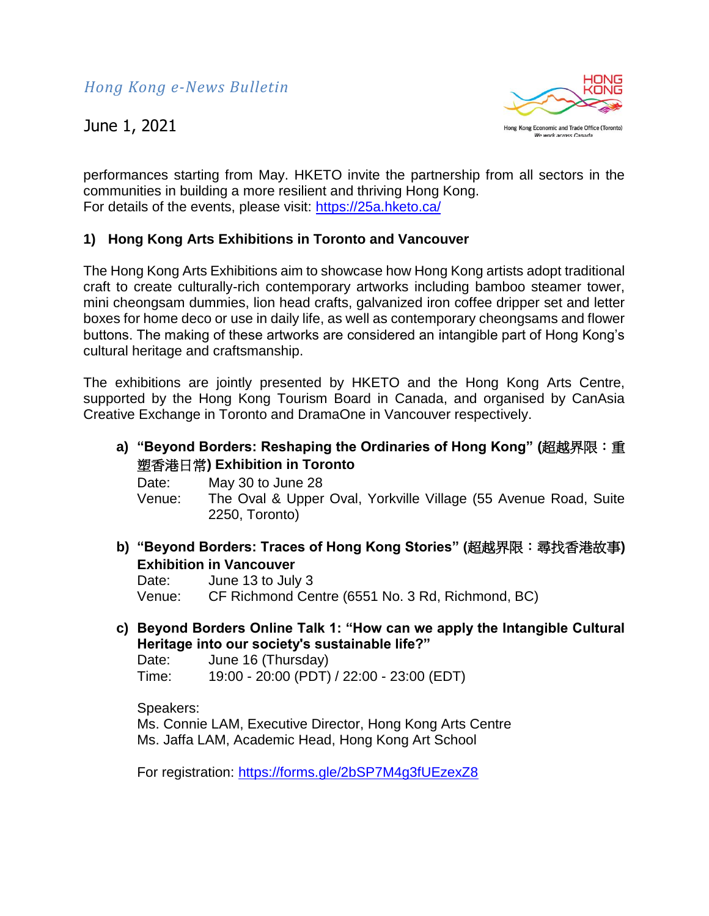performances starting from May. HKETO invite the partnership from all sectors in the communities in building a more resilient and thriving Hong Kong.
For details of the events, please visit: https://25a.hketo.ca/

## 1) Hong Kong Arts Exhibitions in Toronto and Vancouver

The Hong Kong Arts Exhibitions aim to showcase how Hong Kong artists adopt traditional craft to create culturally-rich contemporary artworks including bamboo steamer tower, mini cheongsam dummies, lion head crafts, galvanized iron coffee dripper set and letter boxes for home deco or use in daily life, as well as contemporary cheongsams and flower buttons. The making of these artworks are considered an intangible part of Hong Kong's cultural heritage and craftsmanship.

The exhibitions are jointly presented by HKETO and the Hong Kong Arts Centre, supported by the Hong Kong Tourism Board in Canada, and organised by CanAsia Creative Exchange in Toronto and DramaOne in Vancouver respectively.

**a) "Beyond Borders: Reshaping the Ordinaries of Hong Kong" (超越界限：重塑香港日常) Exhibition in Toronto**

Date: May 30 to June 28
Venue: The Oval & Upper Oval, Yorkville Village (55 Avenue Road, Suite 2250, Toronto)

**b) "Beyond Borders: Traces of Hong Kong Stories" (超越界限：尋找香港故事) Exhibition in Vancouver**

Date: June 13 to July 3
Venue: CF Richmond Centre (6551 No. 3 Rd, Richmond, BC)

**c) Beyond Borders Online Talk 1: "How can we apply the Intangible Cultural Heritage into our society's sustainable life?"**

Date: June 16 (Thursday)
Time: 19:00 - 20:00 (PDT) / 22:00 - 23:00 (EDT)

Speakers:
Ms. Connie LAM, Executive Director, Hong Kong Arts Centre
Ms. Jaffa LAM, Academic Head, Hong Kong Art School

For registration: https://forms.gle/2bSP7M4g3fUEzexZ8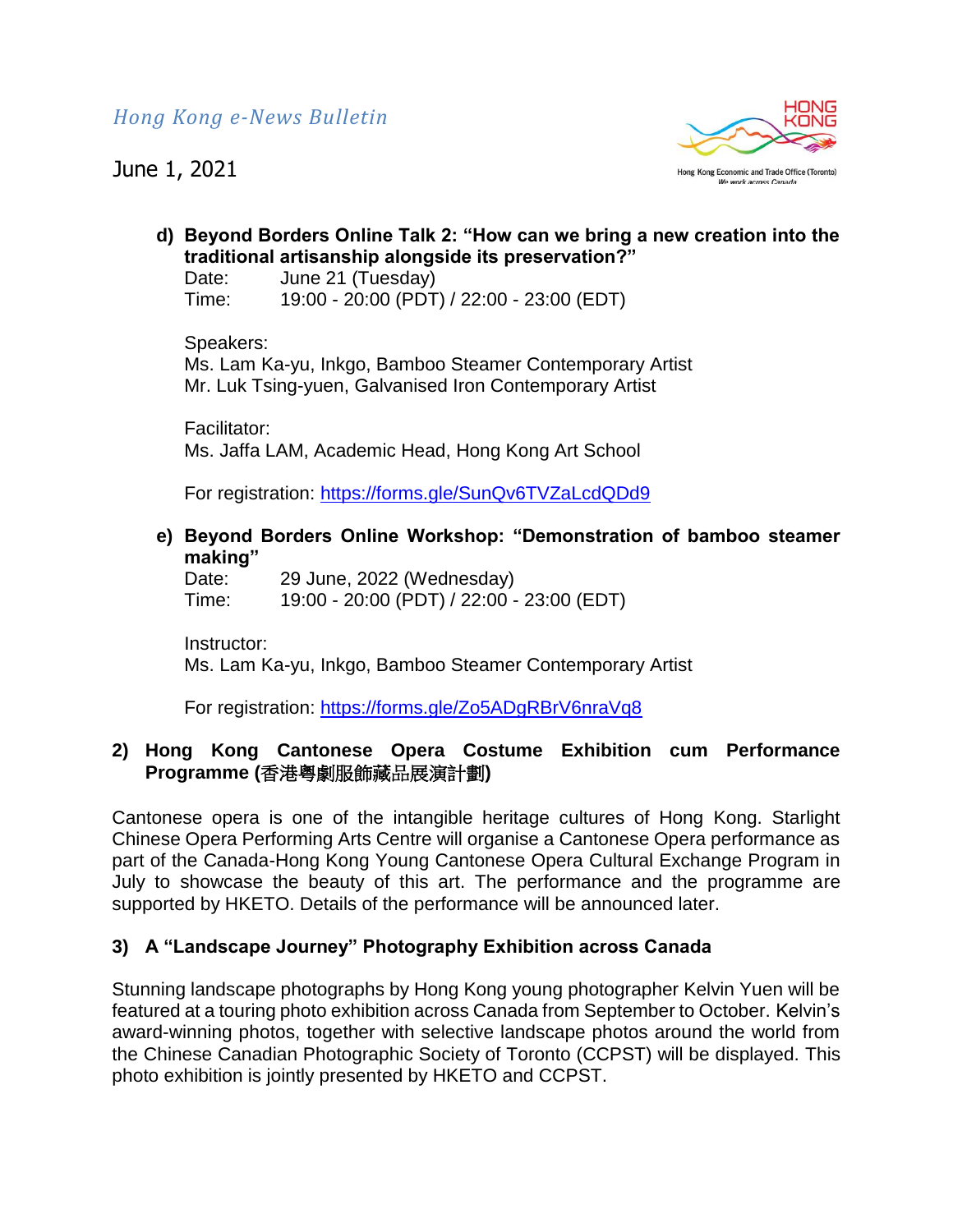d) **Beyond Borders Online Talk 2: "How can we bring a new creation into the traditional artisanship alongside its preservation?"**
Date: June 21 (Tuesday)
Time: 19:00 - 20:00 (PDT) / 22:00 - 23:00 (EDT)

Speakers:
Ms. Lam Ka-yu, Inkgo, Bamboo Steamer Contemporary Artist
Mr. Luk Tsing-yuen, Galvanised Iron Contemporary Artist

Facilitator:
Ms. Jaffa LAM, Academic Head, Hong Kong Art School

For registration: https://forms.gle/SunQv6TVZaLcdQDd9

e) **Beyond Borders Online Workshop: "Demonstration of bamboo steamer making"**
Date: 29 June, 2022 (Wednesday)
Time: 19:00 - 20:00 (PDT) / 22:00 - 23:00 (EDT)

Instructor:
Ms. Lam Ka-yu, Inkgo, Bamboo Steamer Contemporary Artist

For registration: https://forms.gle/Zo5ADgRBrV6nraVq8

## 2) Hong Kong Cantonese Opera Costume Exhibition cum Performance Programme (香港粵劇服飾藏品展演計劃)

Cantonese opera is one of the intangible heritage cultures of Hong Kong. Starlight Chinese Opera Performing Arts Centre will organise a Cantonese Opera performance as part of the Canada-Hong Kong Young Cantonese Opera Cultural Exchange Program in July to showcase the beauty of this art. The performance and the programme are supported by HKETO. Details of the performance will be announced later.

## 3) A "Landscape Journey" Photography Exhibition across Canada

Stunning landscape photographs by Hong Kong young photographer Kelvin Yuen will be featured at a touring photo exhibition across Canada from September to October. Kelvin's award-winning photos, together with selective landscape photos around the world from the Chinese Canadian Photographic Society of Toronto (CCPST) will be displayed. This photo exhibition is jointly presented by HKETO and CCPST.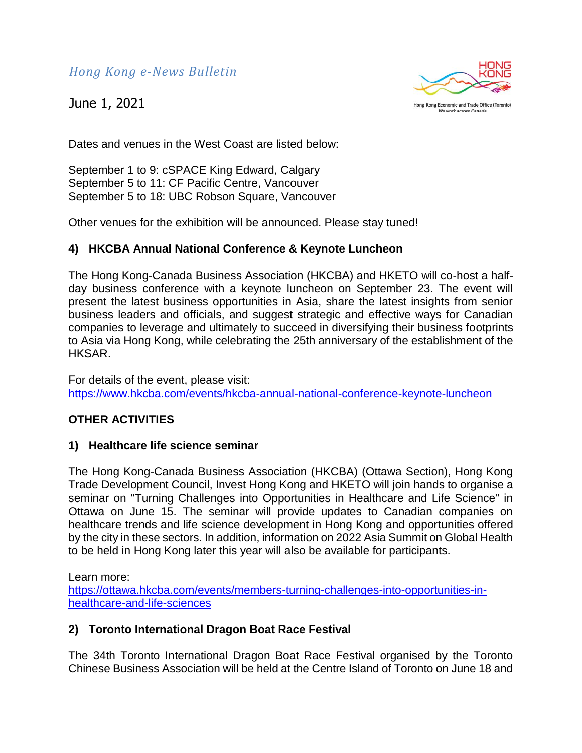Dates and venues in the West Coast are listed below:

September 1 to 9: cSPACE King Edward, Calgary
September 5 to 11: CF Pacific Centre, Vancouver
September 5 to 18: UBC Robson Square, Vancouver

Other venues for the exhibition will be announced. Please stay tuned!

**4) HKCBA Annual National Conference & Keynote Luncheon**

The Hong Kong-Canada Business Association (HKCBA) and HKETO will co-host a half-day business conference with a keynote luncheon on September 23. The event will present the latest business opportunities in Asia, share the latest insights from senior business leaders and officials, and suggest strategic and effective ways for Canadian companies to leverage and ultimately to succeed in diversifying their business footprints to Asia via Hong Kong, while celebrating the 25th anniversary of the establishment of the HKSAR.

For details of the event, please visit:
https://www.hkcba.com/events/hkcba-annual-national-conference-keynote-luncheon

**OTHER ACTIVITIES**

**1) Healthcare life science seminar**

The Hong Kong-Canada Business Association (HKCBA) (Ottawa Section), Hong Kong Trade Development Council, Invest Hong Kong and HKETO will join hands to organise a seminar on "Turning Challenges into Opportunities in Healthcare and Life Science" in Ottawa on June 15. The seminar will provide updates to Canadian companies on healthcare trends and life science development in Hong Kong and opportunities offered by the city in these sectors. In addition, information on 2022 Asia Summit on Global Health to be held in Hong Kong later this year will also be available for participants.

Learn more:
https://ottawa.hkcba.com/events/members-turning-challenges-into-opportunities-in-healthcare-and-life-sciences

**2) Toronto International Dragon Boat Race Festival**

The 34th Toronto International Dragon Boat Race Festival organised by the Toronto Chinese Business Association will be held at the Centre Island of Toronto on June 18 and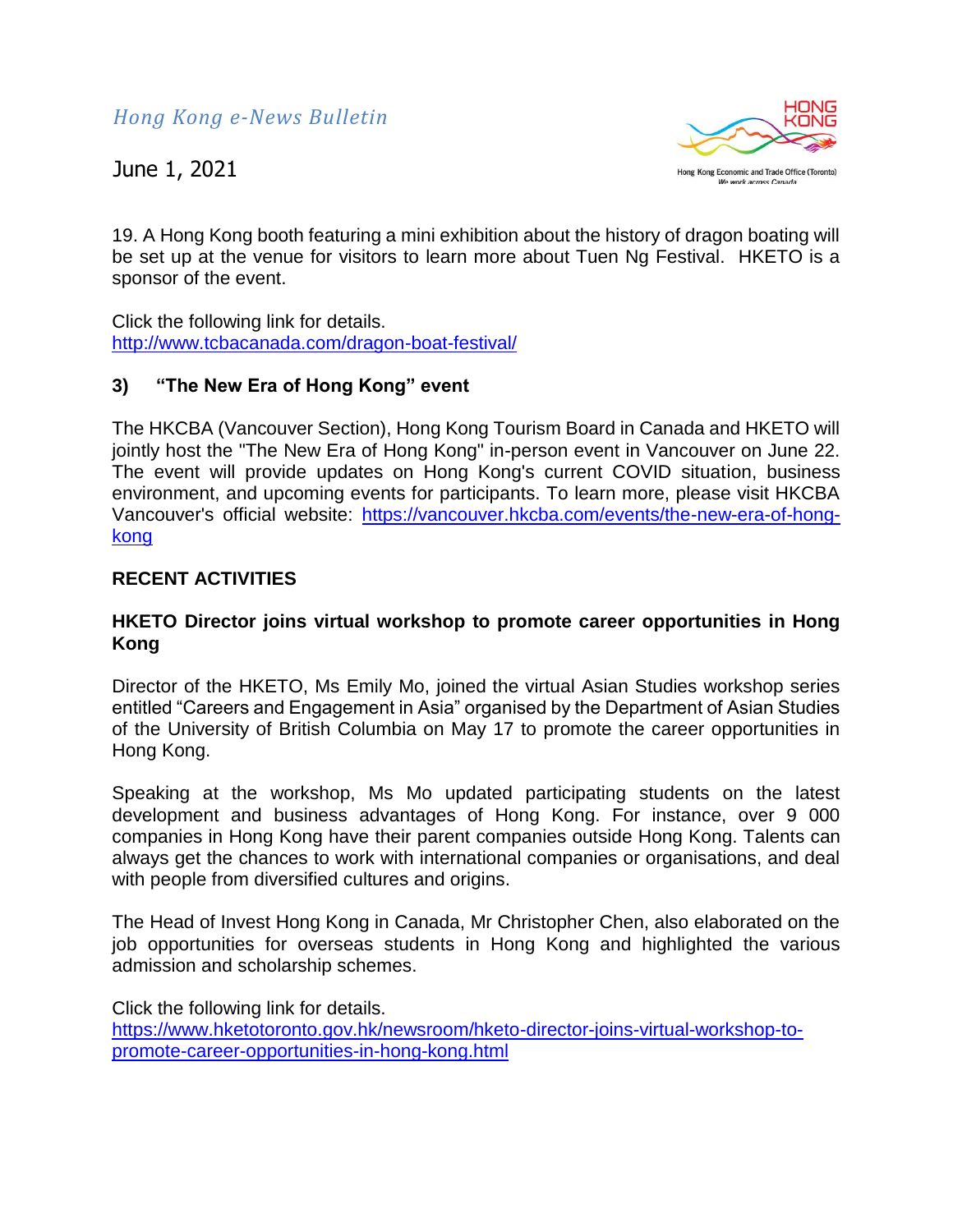19. A Hong Kong booth featuring a mini exhibition about the history of dragon boating will be set up at the venue for visitors to learn more about Tuen Ng Festival. HKETO is a sponsor of the event.

Click the following link for details.
http://www.tcbacanada.com/dragon-boat-festival/

### 3) "The New Era of Hong Kong" event

The HKCBA (Vancouver Section), Hong Kong Tourism Board in Canada and HKETO will jointly host the "The New Era of Hong Kong" in-person event in Vancouver on June 22. The event will provide updates on Hong Kong's current COVID situation, business environment, and upcoming events for participants. To learn more, please visit HKCBA Vancouver's official website: https://vancouver.hkcba.com/events/the-new-era-of-hong-kong

## RECENT ACTIVITIES

### HKETO Director joins virtual workshop to promote career opportunities in Hong Kong

Director of the HKETO, Ms Emily Mo, joined the virtual Asian Studies workshop series entitled "Careers and Engagement in Asia" organised by the Department of Asian Studies of the University of British Columbia on May 17 to promote the career opportunities in Hong Kong.

Speaking at the workshop, Ms Mo updated participating students on the latest development and business advantages of Hong Kong. For instance, over 9 000 companies in Hong Kong have their parent companies outside Hong Kong. Talents can always get the chances to work with international companies or organisations, and deal with people from diversified cultures and origins.

The Head of Invest Hong Kong in Canada, Mr Christopher Chen, also elaborated on the job opportunities for overseas students in Hong Kong and highlighted the various admission and scholarship schemes.

Click the following link for details.
https://www.hketotoronto.gov.hk/newsroom/hketo-director-joins-virtual-workshop-to-promote-career-opportunities-in-hong-kong.html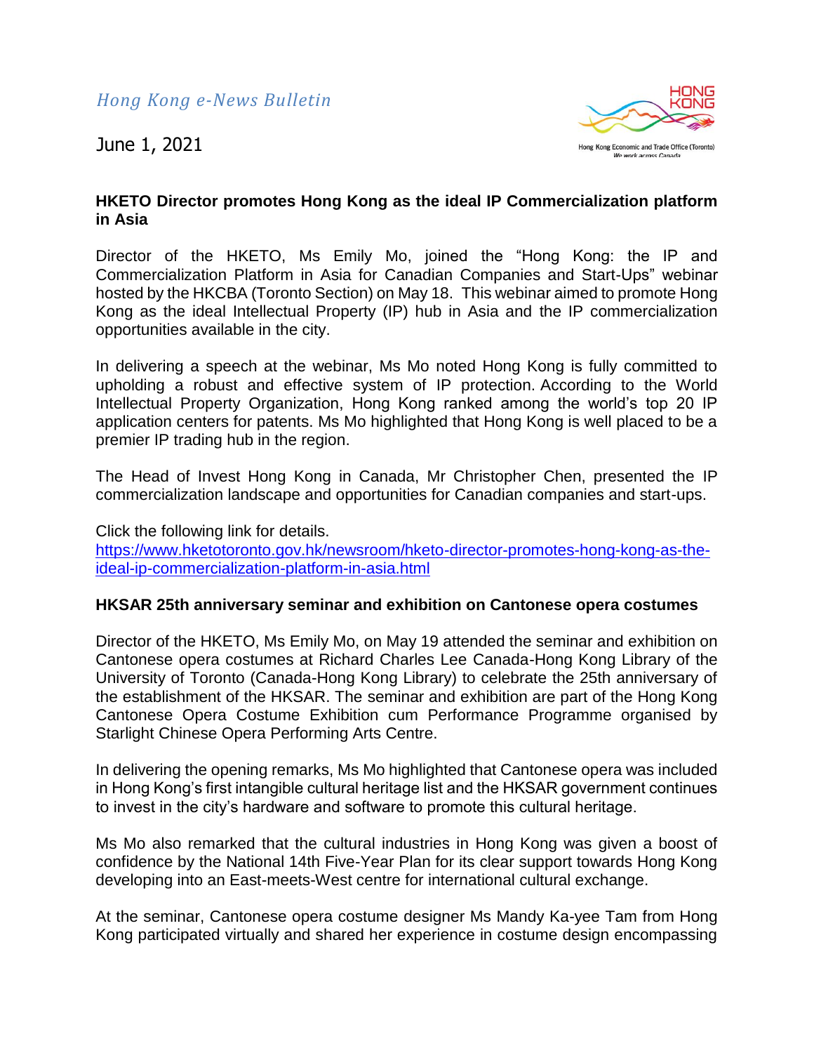*Hong Kong e-News Bulletin*

June 1, 2021

**HKETO Director promotes Hong Kong as the ideal IP Commercialization platform in Asia**

Director of the HKETO, Ms Emily Mo, joined the "Hong Kong: the IP and Commercialization Platform in Asia for Canadian Companies and Start-Ups" webinar hosted by the HKCBA (Toronto Section) on May 18. This webinar aimed to promote Hong Kong as the ideal Intellectual Property (IP) hub in Asia and the IP commercialization opportunities available in the city.

In delivering a speech at the webinar, Ms Mo noted Hong Kong is fully committed to upholding a robust and effective system of IP protection. According to the World Intellectual Property Organization, Hong Kong ranked among the world's top 20 IP application centers for patents. Ms Mo highlighted that Hong Kong is well placed to be a premier IP trading hub in the region.

The Head of Invest Hong Kong in Canada, Mr Christopher Chen, presented the IP commercialization landscape and opportunities for Canadian companies and start-ups.

Click the following link for details.
[https://www.hketotoronto.gov.hk/newsroom/hketo-director-promotes-hong-kong-as-the-ideal-ip-commercialization-platform-in-asia.html](https://www.hketotoronto.gov.hk/newsroom/hketo-director-promotes-hong-kong-as-the-ideal-ip-commercialization-platform-in-asia.html)

**HKSAR 25th anniversary seminar and exhibition on Cantonese opera costumes**

Director of the HKETO, Ms Emily Mo, on May 19 attended the seminar and exhibition on Cantonese opera costumes at Richard Charles Lee Canada-Hong Kong Library of the University of Toronto (Canada-Hong Kong Library) to celebrate the 25th anniversary of the establishment of the HKSAR. The seminar and exhibition are part of the Hong Kong Cantonese Opera Costume Exhibition cum Performance Programme organised by Starlight Chinese Opera Performing Arts Centre.

In delivering the opening remarks, Ms Mo highlighted that Cantonese opera was included in Hong Kong's first intangible cultural heritage list and the HKSAR government continues to invest in the city's hardware and software to promote this cultural heritage.

Ms Mo also remarked that the cultural industries in Hong Kong was given a boost of confidence by the National 14th Five-Year Plan for its clear support towards Hong Kong developing into an East-meets-West centre for international cultural exchange.

At the seminar, Cantonese opera costume designer Ms Mandy Ka-yee Tam from Hong Kong participated virtually and shared her experience in costume design encompassing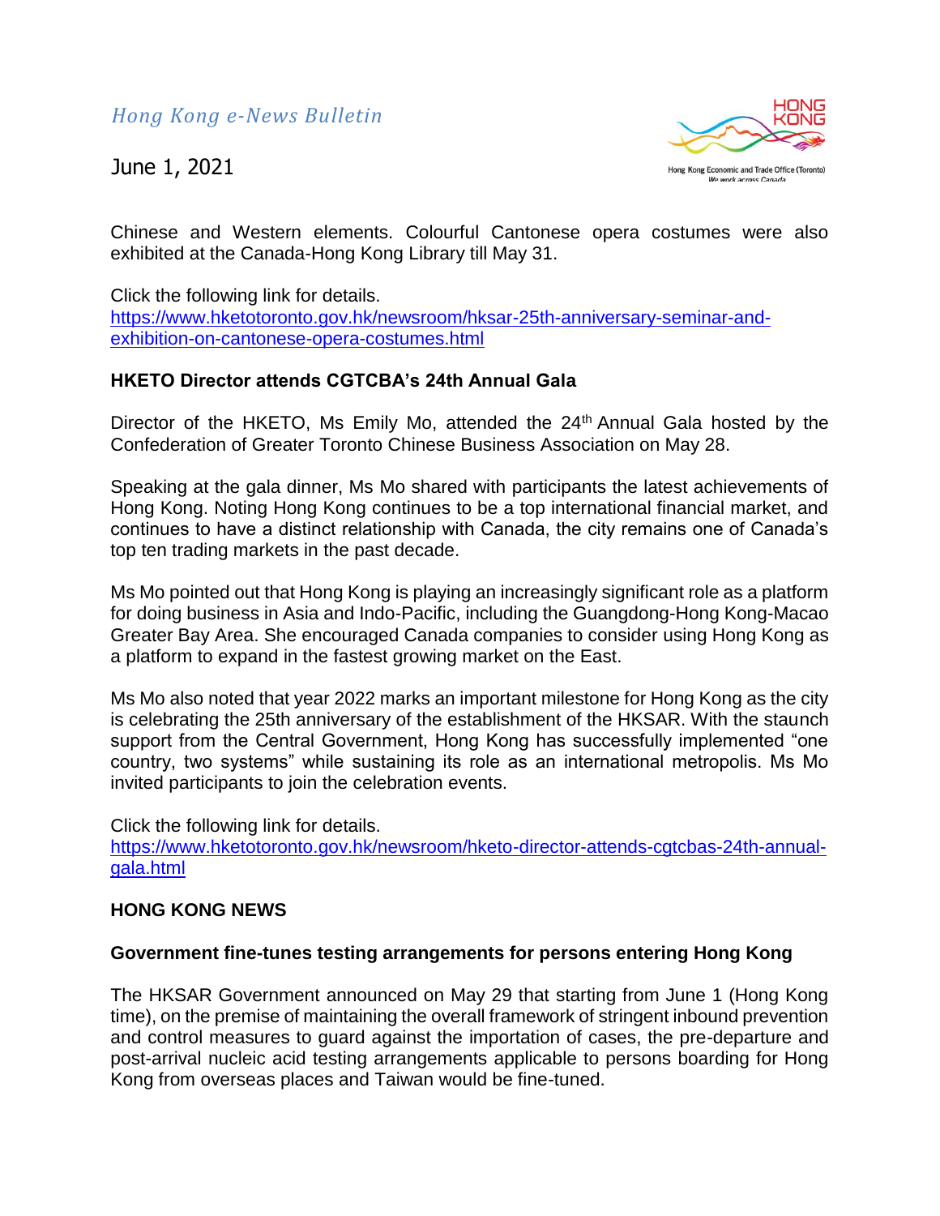Chinese and Western elements. Colourful Cantonese opera costumes were also exhibited at the Canada-Hong Kong Library till May 31.

Click the following link for details.
https://www.hketotoronto.gov.hk/newsroom/hksar-25th-anniversary-seminar-and-exhibition-on-cantonese-opera-costumes.html

**HKETO Director attends CGTCBA's 24th Annual Gala**

Director of the HKETO, Ms Emily Mo, attended the 24th Annual Gala hosted by the Confederation of Greater Toronto Chinese Business Association on May 28.

Speaking at the gala dinner, Ms Mo shared with participants the latest achievements of Hong Kong. Noting Hong Kong continues to be a top international financial market, and continues to have a distinct relationship with Canada, the city remains one of Canada's top ten trading markets in the past decade.

Ms Mo pointed out that Hong Kong is playing an increasingly significant role as a platform for doing business in Asia and Indo-Pacific, including the Guangdong-Hong Kong-Macao Greater Bay Area. She encouraged Canada companies to consider using Hong Kong as a platform to expand in the fastest growing market on the East.

Ms Mo also noted that year 2022 marks an important milestone for Hong Kong as the city is celebrating the 25th anniversary of the establishment of the HKSAR. With the staunch support from the Central Government, Hong Kong has successfully implemented "one country, two systems" while sustaining its role as an international metropolis. Ms Mo invited participants to join the celebration events.

Click the following link for details.
https://www.hketotoronto.gov.hk/newsroom/hketo-director-attends-cgtcbas-24th-annual-gala.html

**HONG KONG NEWS**

**Government fine-tunes testing arrangements for persons entering Hong Kong**

The HKSAR Government announced on May 29 that starting from June 1 (Hong Kong time), on the premise of maintaining the overall framework of stringent inbound prevention and control measures to guard against the importation of cases, the pre-departure and post-arrival nucleic acid testing arrangements applicable to persons boarding for Hong Kong from overseas places and Taiwan would be fine-tuned.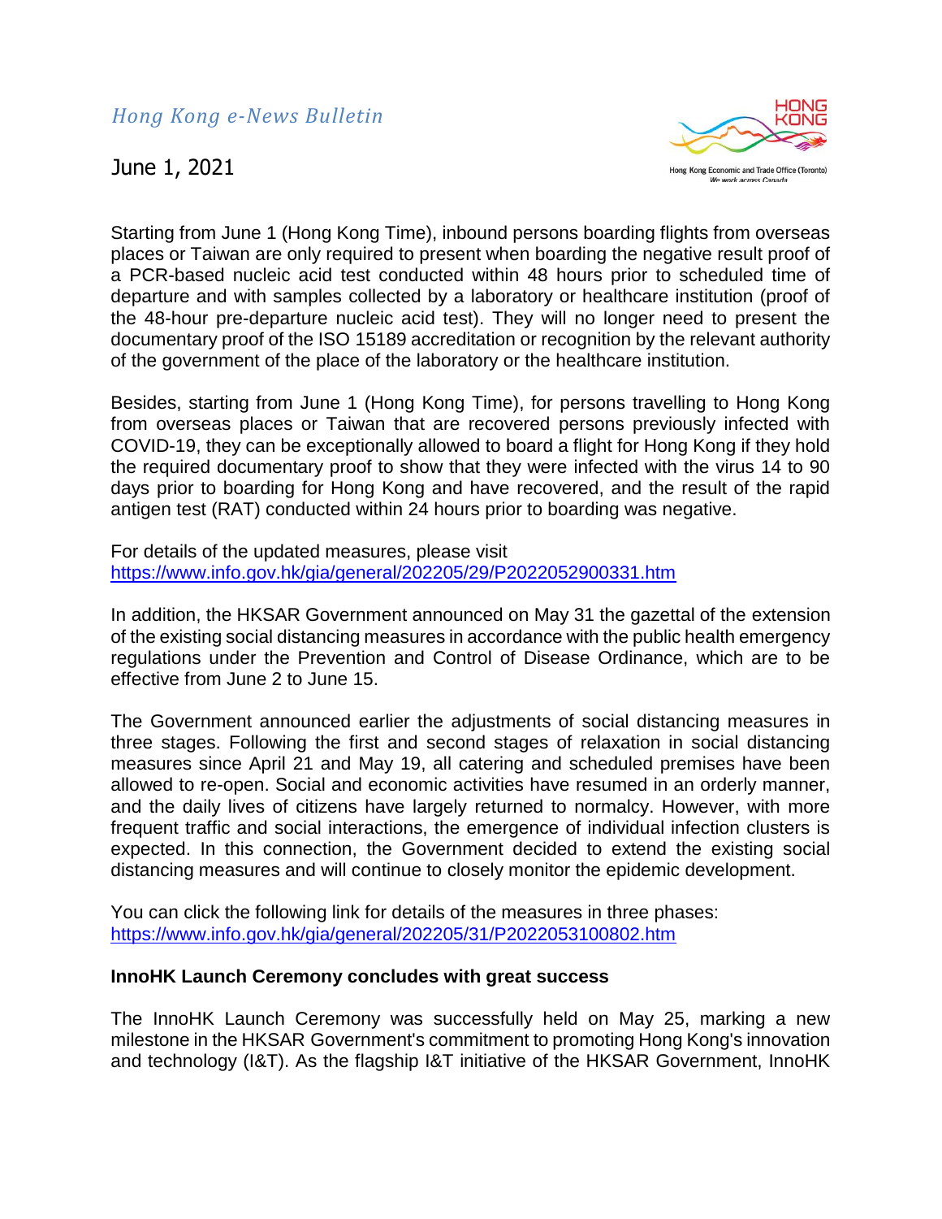*Hong Kong e-News Bulletin*

June 1, 2021

Starting from June 1 (Hong Kong Time), inbound persons boarding flights from overseas places or Taiwan are only required to present when boarding the negative result proof of a PCR-based nucleic acid test conducted within 48 hours prior to scheduled time of departure and with samples collected by a laboratory or healthcare institution (proof of the 48-hour pre-departure nucleic acid test). They will no longer need to present the documentary proof of the ISO 15189 accreditation or recognition by the relevant authority of the government of the place of the laboratory or the healthcare institution.

Besides, starting from June 1 (Hong Kong Time), for persons travelling to Hong Kong from overseas places or Taiwan that are recovered persons previously infected with COVID-19, they can be exceptionally allowed to board a flight for Hong Kong if they hold the required documentary proof to show that they were infected with the virus 14 to 90 days prior to boarding for Hong Kong and have recovered, and the result of the rapid antigen test (RAT) conducted within 24 hours prior to boarding was negative.

For details of the updated measures, please visit
https://www.info.gov.hk/gia/general/202205/29/P2022052900331.htm

In addition, the HKSAR Government announced on May 31 the gazettal of the extension of the existing social distancing measures in accordance with the public health emergency regulations under the Prevention and Control of Disease Ordinance, which are to be effective from June 2 to June 15.

The Government announced earlier the adjustments of social distancing measures in three stages. Following the first and second stages of relaxation in social distancing measures since April 21 and May 19, all catering and scheduled premises have been allowed to re-open. Social and economic activities have resumed in an orderly manner, and the daily lives of citizens have largely returned to normalcy. However, with more frequent traffic and social interactions, the emergence of individual infection clusters is expected. In this connection, the Government decided to extend the existing social distancing measures and will continue to closely monitor the epidemic development.

You can click the following link for details of the measures in three phases:
https://www.info.gov.hk/gia/general/202205/31/P2022053100802.htm

**InnoHK Launch Ceremony concludes with great success**

The InnoHK Launch Ceremony was successfully held on May 25, marking a new milestone in the HKSAR Government's commitment to promoting Hong Kong's innovation and technology (I&T). As the flagship I&T initiative of the HKSAR Government, InnoHK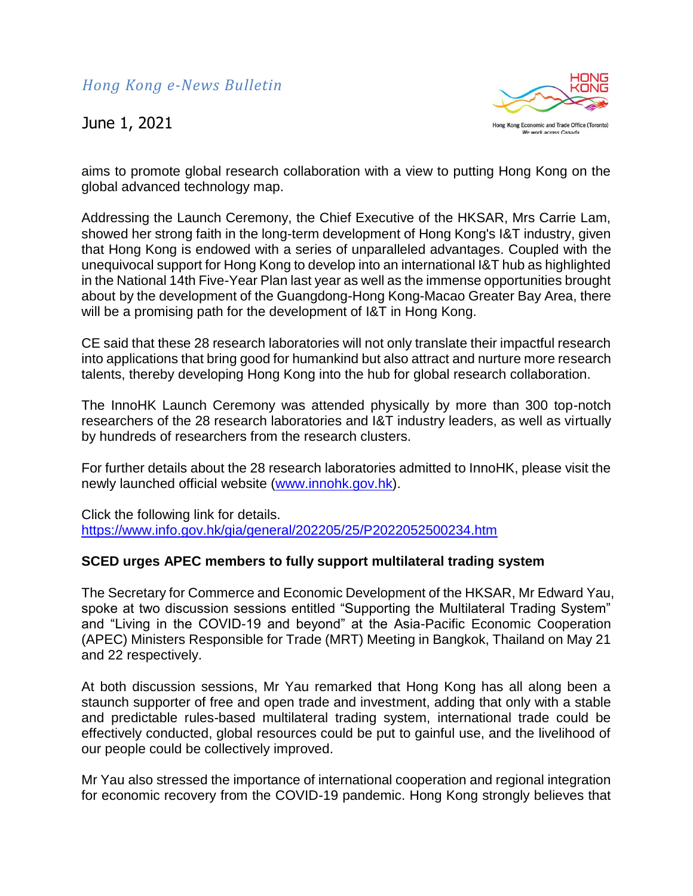aims to promote global research collaboration with a view to putting Hong Kong on the global advanced technology map.

Addressing the Launch Ceremony, the Chief Executive of the HKSAR, Mrs Carrie Lam, showed her strong faith in the long-term development of Hong Kong's I&T industry, given that Hong Kong is endowed with a series of unparalleled advantages. Coupled with the unequivocal support for Hong Kong to develop into an international I&T hub as highlighted in the National 14th Five-Year Plan last year as well as the immense opportunities brought about by the development of the Guangdong-Hong Kong-Macao Greater Bay Area, there will be a promising path for the development of I&T in Hong Kong.

CE said that these 28 research laboratories will not only translate their impactful research into applications that bring good for humankind but also attract and nurture more research talents, thereby developing Hong Kong into the hub for global research collaboration.

The InnoHK Launch Ceremony was attended physically by more than 300 top-notch researchers of the 28 research laboratories and I&T industry leaders, as well as virtually by hundreds of researchers from the research clusters.

For further details about the 28 research laboratories admitted to InnoHK, please visit the newly launched official website (www.innohk.gov.hk).

Click the following link for details.
https://www.info.gov.hk/gia/general/202205/25/P2022052500234.htm

**SCED urges APEC members to fully support multilateral trading system**

The Secretary for Commerce and Economic Development of the HKSAR, Mr Edward Yau, spoke at two discussion sessions entitled "Supporting the Multilateral Trading System" and "Living in the COVID-19 and beyond" at the Asia-Pacific Economic Cooperation (APEC) Ministers Responsible for Trade (MRT) Meeting in Bangkok, Thailand on May 21 and 22 respectively.

At both discussion sessions, Mr Yau remarked that Hong Kong has all along been a staunch supporter of free and open trade and investment, adding that only with a stable and predictable rules-based multilateral trading system, international trade could be effectively conducted, global resources could be put to gainful use, and the livelihood of our people could be collectively improved.

Mr Yau also stressed the importance of international cooperation and regional integration for economic recovery from the COVID-19 pandemic. Hong Kong strongly believes that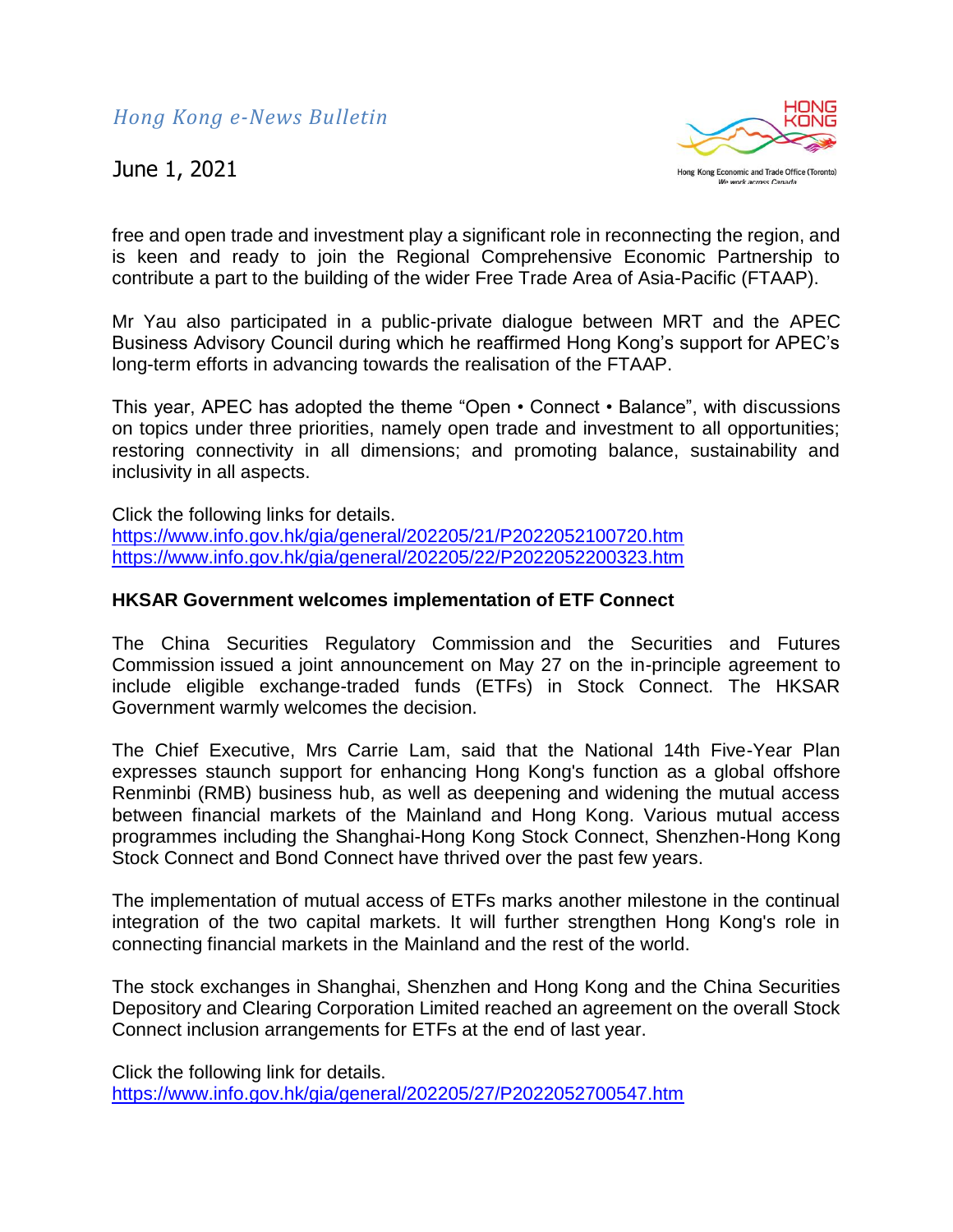free and open trade and investment play a significant role in reconnecting the region, and is keen and ready to join the Regional Comprehensive Economic Partnership to contribute a part to the building of the wider Free Trade Area of Asia-Pacific (FTAAP).

Mr Yau also participated in a public-private dialogue between MRT and the APEC Business Advisory Council during which he reaffirmed Hong Kong's support for APEC's long-term efforts in advancing towards the realisation of the FTAAP.

This year, APEC has adopted the theme "Open • Connect • Balance", with discussions on topics under three priorities, namely open trade and investment to all opportunities; restoring connectivity in all dimensions; and promoting balance, sustainability and inclusivity in all aspects.

Click the following links for details.
https://www.info.gov.hk/gia/general/202205/21/P2022052100720.htm
https://www.info.gov.hk/gia/general/202205/22/P2022052200323.htm

**HKSAR Government welcomes implementation of ETF Connect**

The China Securities Regulatory Commission and the Securities and Futures Commission issued a joint announcement on May 27 on the in-principle agreement to include eligible exchange-traded funds (ETFs) in Stock Connect. The HKSAR Government warmly welcomes the decision.

The Chief Executive, Mrs Carrie Lam, said that the National 14th Five-Year Plan expresses staunch support for enhancing Hong Kong's function as a global offshore Renminbi (RMB) business hub, as well as deepening and widening the mutual access between financial markets of the Mainland and Hong Kong. Various mutual access programmes including the Shanghai-Hong Kong Stock Connect, Shenzhen-Hong Kong Stock Connect and Bond Connect have thrived over the past few years.

The implementation of mutual access of ETFs marks another milestone in the continual integration of the two capital markets. It will further strengthen Hong Kong's role in connecting financial markets in the Mainland and the rest of the world.

The stock exchanges in Shanghai, Shenzhen and Hong Kong and the China Securities Depository and Clearing Corporation Limited reached an agreement on the overall Stock Connect inclusion arrangements for ETFs at the end of last year.

Click the following link for details.
https://www.info.gov.hk/gia/general/202205/27/P2022052700547.htm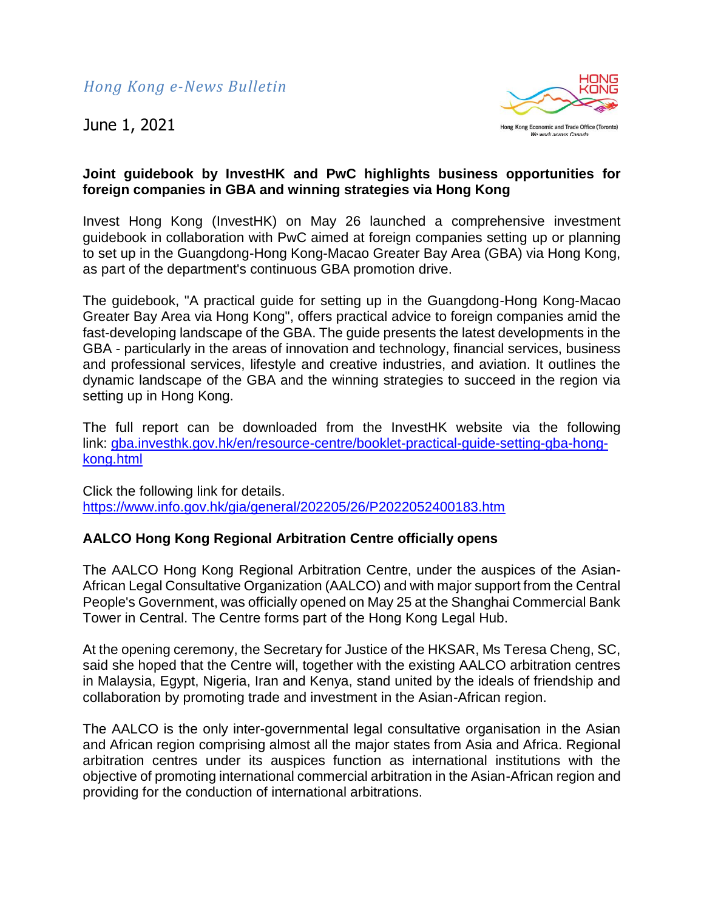*Hong Kong e-News Bulletin*

June 1, 2021

**Joint guidebook by InvestHK and PwC highlights business opportunities for foreign companies in GBA and winning strategies via Hong Kong**

Invest Hong Kong (InvestHK) on May 26 launched a comprehensive investment guidebook in collaboration with PwC aimed at foreign companies setting up or planning to set up in the Guangdong-Hong Kong-Macao Greater Bay Area (GBA) via Hong Kong, as part of the department's continuous GBA promotion drive.

The guidebook, "A practical guide for setting up in the Guangdong-Hong Kong-Macao Greater Bay Area via Hong Kong", offers practical advice to foreign companies amid the fast-developing landscape of the GBA. The guide presents the latest developments in the GBA - particularly in the areas of innovation and technology, financial services, business and professional services, lifestyle and creative industries, and aviation. It outlines the dynamic landscape of the GBA and the winning strategies to succeed in the region via setting up in Hong Kong.

The full report can be downloaded from the InvestHK website via the following link: [gba.investhk.gov.hk/en/resource-centre/booklet-practical-guide-setting-gba-hong-kong.html](gba.investhk.gov.hk/en/resource-centre/booklet-practical-guide-setting-gba-hong-kong.html)

Click the following link for details.
[https://www.info.gov.hk/gia/general/202205/26/P2022052400183.htm](https://www.info.gov.hk/gia/general/202205/26/P2022052400183.htm)

**AALCO Hong Kong Regional Arbitration Centre officially opens**

The AALCO Hong Kong Regional Arbitration Centre, under the auspices of the Asian-African Legal Consultative Organization (AALCO) and with major support from the Central People's Government, was officially opened on May 25 at the Shanghai Commercial Bank Tower in Central. The Centre forms part of the Hong Kong Legal Hub.

At the opening ceremony, the Secretary for Justice of the HKSAR, Ms Teresa Cheng, SC, said she hoped that the Centre will, together with the existing AALCO arbitration centres in Malaysia, Egypt, Nigeria, Iran and Kenya, stand united by the ideals of friendship and collaboration by promoting trade and investment in the Asian-African region.

The AALCO is the only inter-governmental legal consultative organisation in the Asian and African region comprising almost all the major states from Asia and Africa. Regional arbitration centres under its auspices function as international institutions with the objective of promoting international commercial arbitration in the Asian-African region and providing for the conduction of international arbitrations.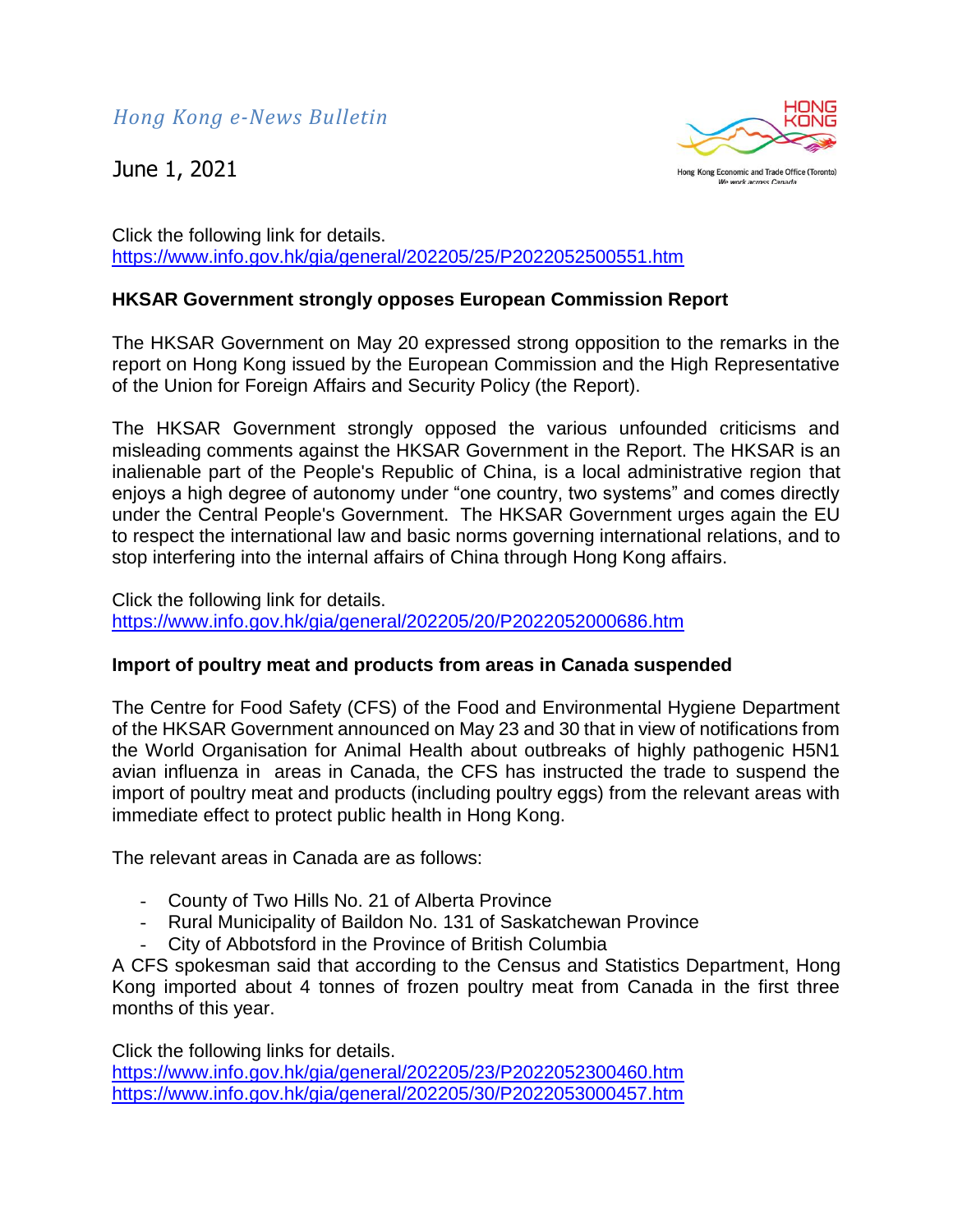Click the following link for details.
https://www.info.gov.hk/gia/general/202205/25/P2022052500551.htm

**HKSAR Government strongly opposes European Commission Report**

The HKSAR Government on May 20 expressed strong opposition to the remarks in the report on Hong Kong issued by the European Commission and the High Representative of the Union for Foreign Affairs and Security Policy (the Report).

The HKSAR Government strongly opposed the various unfounded criticisms and misleading comments against the HKSAR Government in the Report. The HKSAR is an inalienable part of the People's Republic of China, is a local administrative region that enjoys a high degree of autonomy under "one country, two systems" and comes directly under the Central People's Government. The HKSAR Government urges again the EU to respect the international law and basic norms governing international relations, and to stop interfering into the internal affairs of China through Hong Kong affairs.

Click the following link for details.
https://www.info.gov.hk/gia/general/202205/20/P2022052000686.htm

**Import of poultry meat and products from areas in Canada suspended**

The Centre for Food Safety (CFS) of the Food and Environmental Hygiene Department of the HKSAR Government announced on May 23 and 30 that in view of notifications from the World Organisation for Animal Health about outbreaks of highly pathogenic H5N1 avian influenza in areas in Canada, the CFS has instructed the trade to suspend the import of poultry meat and products (including poultry eggs) from the relevant areas with immediate effect to protect public health in Hong Kong.

The relevant areas in Canada are as follows:

- County of Two Hills No. 21 of Alberta Province
- Rural Municipality of Baildon No. 131 of Saskatchewan Province
- City of Abbotsford in the Province of British Columbia

A CFS spokesman said that according to the Census and Statistics Department, Hong Kong imported about 4 tonnes of frozen poultry meat from Canada in the first three months of this year.

Click the following links for details.
https://www.info.gov.hk/gia/general/202205/23/P2022052300460.htm
https://www.info.gov.hk/gia/general/202205/30/P2022053000457.htm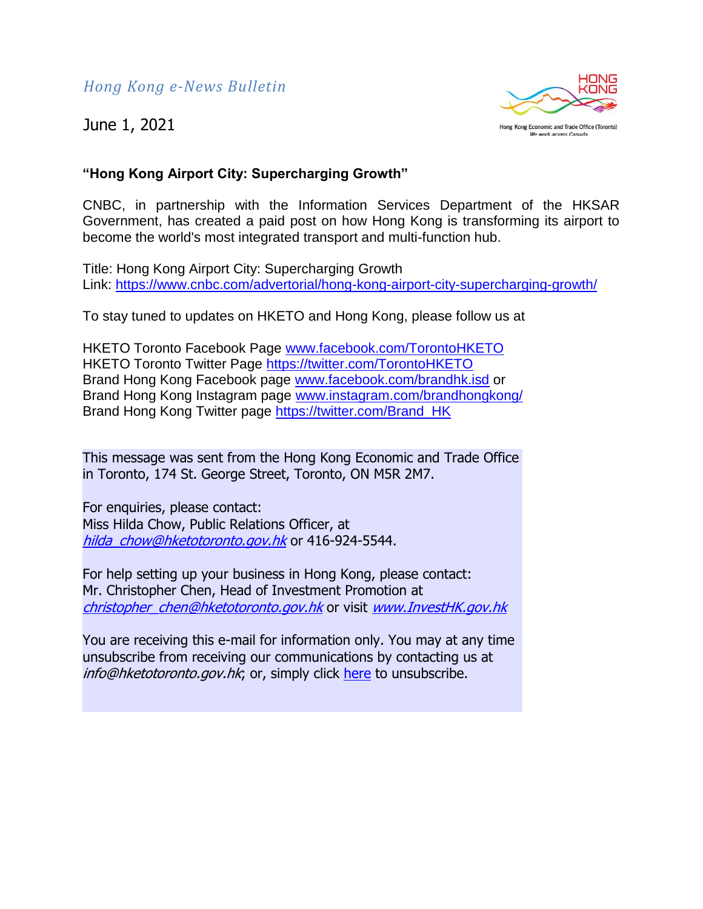*Hong Kong e-News Bulletin*

June 1, 2021

**"Hong Kong Airport City: Supercharging Growth"**

CNBC, in partnership with the Information Services Department of the HKSAR Government, has created a paid post on how Hong Kong is transforming its airport to become the world's most integrated transport and multi-function hub.

Title: Hong Kong Airport City: Supercharging Growth
Link: https://www.cnbc.com/advertorial/hong-kong-airport-city-supercharging-growth/

To stay tuned to updates on HKETO and Hong Kong, please follow us at

HKETO Toronto Facebook Page www.facebook.com/TorontoHKETO
HKETO Toronto Twitter Page https://twitter.com/TorontoHKETO
Brand Hong Kong Facebook page www.facebook.com/brandhk.isd or
Brand Hong Kong Instagram page www.instagram.com/brandhongkong/
Brand Hong Kong Twitter page https://twitter.com/Brand_HK

This message was sent from the Hong Kong Economic and Trade Office in Toronto, 174 St. George Street, Toronto, ON M5R 2M7.

For enquiries, please contact:
Miss Hilda Chow, Public Relations Officer, at *hilda_chow@hketotoronto.gov.hk* or 416-924-5544.

For help setting up your business in Hong Kong, please contact:
Mr. Christopher Chen, Head of Investment Promotion at *christopher_chen@hketotoronto.gov.hk* or visit *www.InvestHK.gov.hk*

You are receiving this e-mail for information only. You may at any time unsubscribe from receiving our communications by contacting us at *info@hketotoronto.gov.hk*; or, simply click here to unsubscribe.